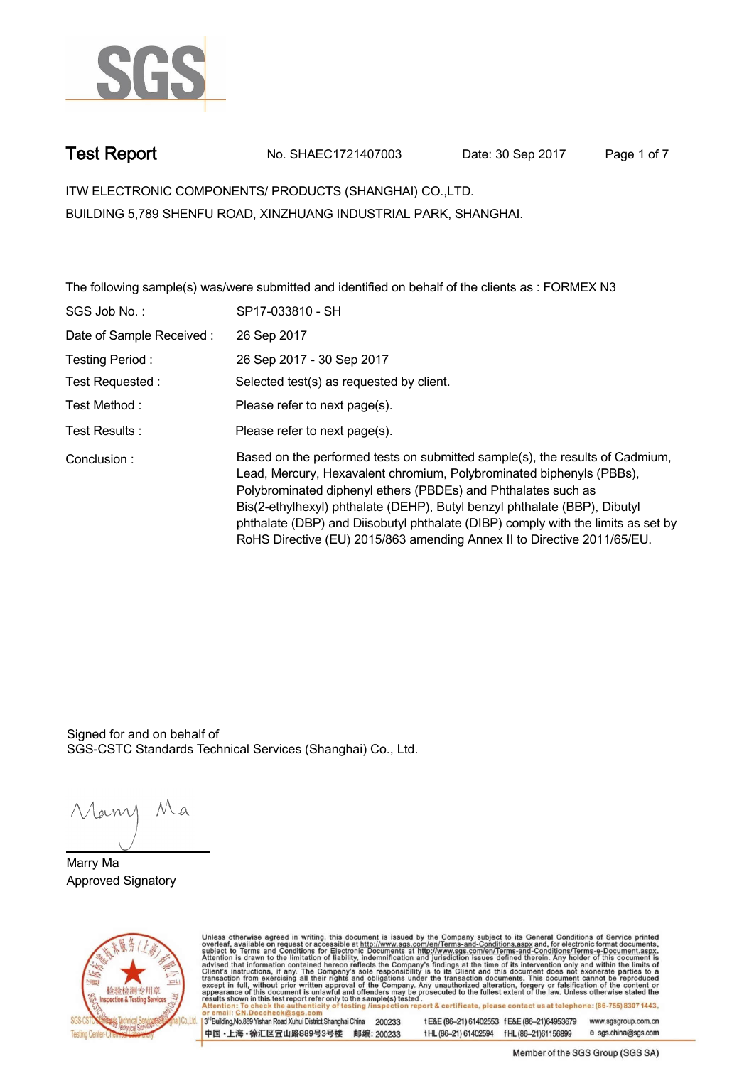# Test Report

No. SHAEC1721407003 Date: 30 Sep 2017

ITW ELECTRONIC COMPONENTS/ PRODUCTS (SHANGHAI) CO.,LTD.
BUILDING 5,789 SHENFU ROAD, XINZHUANG INDUSTRIAL PARK, SHANGHAI.

The following sample(s) was/were submitted and identified on behalf of the clients as : FORMEX N3

| | |
|---|---|
| SGS Job No. : | SP17-033810 - SH |
| Date of Sample Received : | 26 Sep 2017 |
| Testing Period : | 26 Sep 2017 - 30 Sep 2017 |
| Test Requested : | Selected test(s) as requested by client. |
| Test Method : | Please refer to next page(s). |
| Test Results : | Please refer to next page(s). |
| Conclusion : | Based on the performed tests on submitted sample(s), the results of Cadmium, Lead, Mercury, Hexavalent chromium, Polybrominated biphenyls (PBBs), Polybrominated diphenyl ethers (PBDEs) and Phthalates such as Bis(2-ethylhexyl) phthalate (DEHP), Butyl benzyl phthalate (BBP), Dibutyl phthalate (DBP) and Diisobutyl phthalate (DIBP) comply with the limits as set by RoHS Directive (EU) 2015/863 amending Annex II to Directive 2011/65/EU. |

Signed for and on behalf of
SGS-CSTC Standards Technical Services (Shanghai) Co., Ltd.

Marry Ma
Approved Signatory

Unless otherwise agreed in writing, this document is issued by the Company subject to its General Conditions of Service printed overleaf, available on request or accessible at http://www.sgs.com/en/Terms-and-Conditions.aspx and, for electronic format documents, subject to Terms and Conditions for Electronic Documents at http://www.sgs.com/en/Terms-and-Conditions/Terms-e-Document.aspx. Attention is drawn to the limitation of liability, indemnification and jurisdiction issues defined therein. Any holder of this document is advised that information contained hereon reflects the Company's findings at the time of its intervention only and within the limits of Client's instructions, if any. The Company's sole responsibility is to its Client and this document does not exonerate parties to a transaction from exercising all their rights and obligations under the transaction documents. This document cannot be reproduced except in full, without prior written approval of the Company. Any unauthorized alteration, forgery or falsification of the content or appearance of this document is unlawful and offenders may be prosecuted to the fullest extent of the law. Unless otherwise stated the results shown in this test report refer only to the sample(s) tested.
Attention: To check the authenticity of testing /inspection report & certificate, please contact us at telephone: (86-755) 8307 1443, or email: CN.Doccheck@sgs.com

3rd Building,No.889 Yishan Road Xuhui District,Shanghai China 200233 t E&E (86-21) 61402553 f E&E (86-21)64953679 www.sgsgroup.com.cn
中国·上海·徐汇区宜山路889号3号楼 邮编: 200233 t HL (86-21) 61402594 f HL (86-21)61156899 e sgs.china@sgs.com

Member of the SGS Group (SGS SA)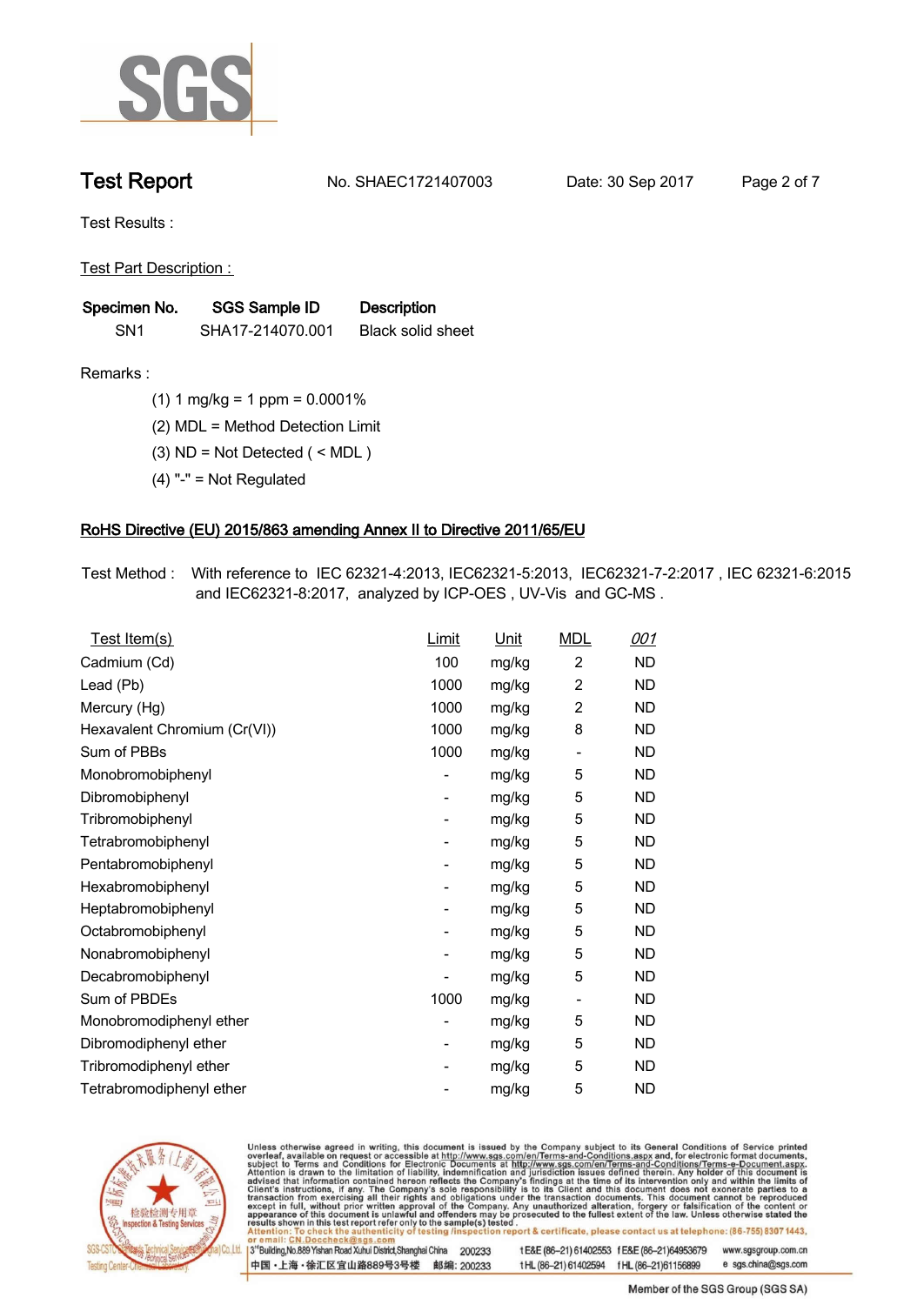# Test Report

No. SHAEC1721407003 Date: 30 Sep 2017

Test Results :

Test Part Description :

| Specimen No. | SGS Sample ID | Description |
|---|---|---|
| SN1 | SHA17-214070.001 | Black solid sheet |

Remarks :

(1) 1 mg/kg = 1 ppm = 0.0001%

(2) MDL = Method Detection Limit

(3) ND = Not Detected ( < MDL )

(4) "-" = Not Regulated

## RoHS Directive (EU) 2015/863 amending Annex II to Directive 2011/65/EU

Test Method : With reference to IEC 62321-4:2013, IEC62321-5:2013, IEC62321-7-2:2017 , IEC 62321-6:2015 and IEC62321-8:2017, analyzed by ICP-OES , UV-Vis and GC-MS .

| Test Item(s) | Limit | Unit | MDL | 001 |
|---|---|---|---|---|
| Cadmium (Cd) | 100 | mg/kg | 2 | ND |
| Lead (Pb) | 1000 | mg/kg | 2 | ND |
| Mercury (Hg) | 1000 | mg/kg | 2 | ND |
| Hexavalent Chromium (Cr(VI)) | 1000 | mg/kg | 8 | ND |
| Sum of PBBs | 1000 | mg/kg | - | ND |
| Monobromobiphenyl | - | mg/kg | 5 | ND |
| Dibromobiphenyl | - | mg/kg | 5 | ND |
| Tribromobiphenyl | - | mg/kg | 5 | ND |
| Tetrabromobiphenyl | - | mg/kg | 5 | ND |
| Pentabromobiphenyl | - | mg/kg | 5 | ND |
| Hexabromobiphenyl | - | mg/kg | 5 | ND |
| Heptabromobiphenyl | - | mg/kg | 5 | ND |
| Octabromobiphenyl | - | mg/kg | 5 | ND |
| Nonabromobiphenyl | - | mg/kg | 5 | ND |
| Decabromobiphenyl | - | mg/kg | 5 | ND |
| Sum of PBDEs | 1000 | mg/kg | - | ND |
| Monobromodiphenyl ether | - | mg/kg | 5 | ND |
| Dibromodiphenyl ether | - | mg/kg | 5 | ND |
| Tribromodiphenyl ether | - | mg/kg | 5 | ND |
| Tetrabromodiphenyl ether | - | mg/kg | 5 | ND |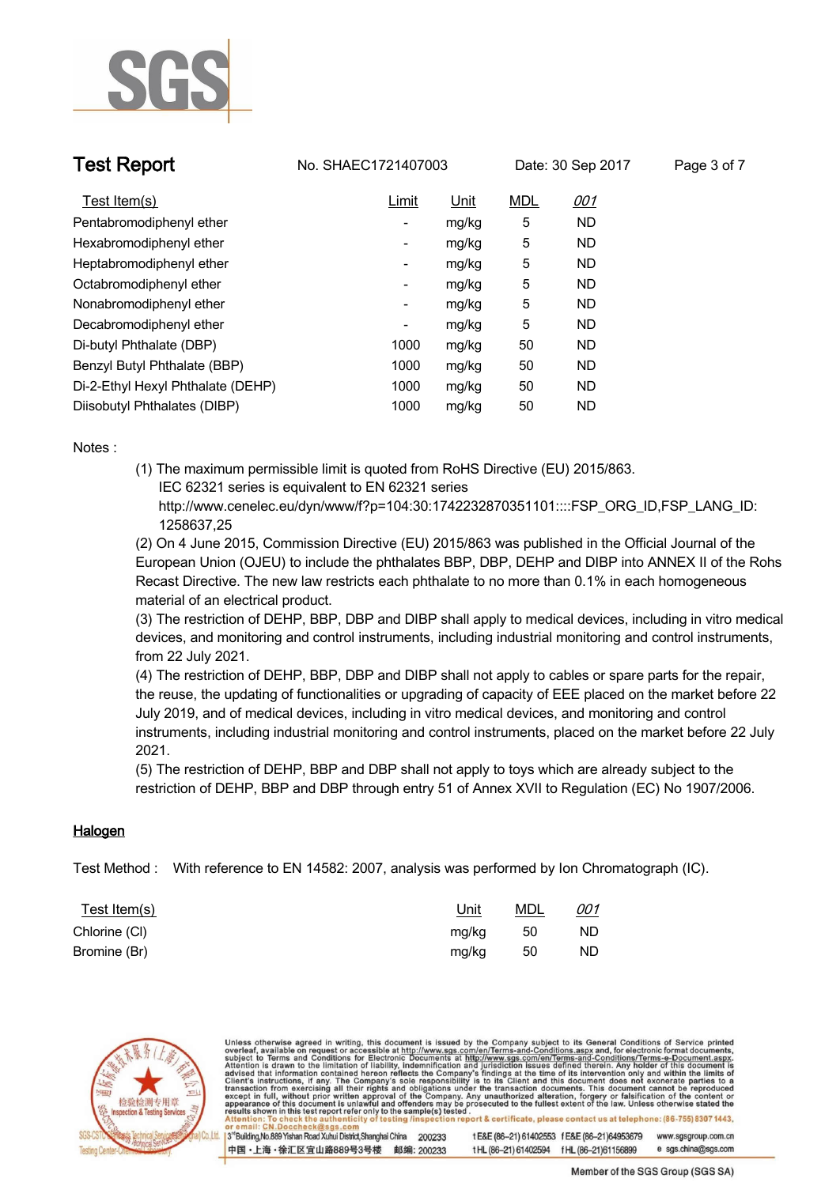| Test Item(s) | Limit | Unit | MDL | 001 |
|---|---|---|---|---|
| Pentabromodiphenyl ether | - | mg/kg | 5 | ND |
| Hexabromodiphenyl ether | - | mg/kg | 5 | ND |
| Heptabromodiphenyl ether | - | mg/kg | 5 | ND |
| Octabromodiphenyl ether | - | mg/kg | 5 | ND |
| Nonabromodiphenyl ether | - | mg/kg | 5 | ND |
| Decabromodiphenyl ether | - | mg/kg | 5 | ND |
| Di-butyl Phthalate (DBP) | 1000 | mg/kg | 50 | ND |
| Benzyl Butyl Phthalate (BBP) | 1000 | mg/kg | 50 | ND |
| Di-2-Ethyl Hexyl Phthalate (DEHP) | 1000 | mg/kg | 50 | ND |
| Diisobutyl Phthalates (DIBP) | 1000 | mg/kg | 50 | ND |

Notes :

(1) The maximum permissible limit is quoted from RoHS Directive (EU) 2015/863.
IEC 62321 series is equivalent to EN 62321 series
http://www.cenelec.eu/dyn/www/f?p=104:30:1742232870351101::::FSP_ORG_ID,FSP_LANG_ID:1258637,25

(2) On 4 June 2015, Commission Directive (EU) 2015/863 was published in the Official Journal of the European Union (OJEU) to include the phthalates BBP, DBP, DEHP and DIBP into ANNEX II of the Rohs Recast Directive. The new law restricts each phthalate to no more than 0.1% in each homogeneous material of an electrical product.

(3) The restriction of DEHP, BBP, DBP and DIBP shall apply to medical devices, including in vitro medical devices, and monitoring and control instruments, including industrial monitoring and control instruments, from 22 July 2021.

(4) The restriction of DEHP, BBP, DBP and DIBP shall not apply to cables or spare parts for the repair, the reuse, the updating of functionalities or upgrading of capacity of EEE placed on the market before 22 July 2019, and of medical devices, including in vitro medical devices, and monitoring and control instruments, including industrial monitoring and control instruments, placed on the market before 22 July 2021.

(5) The restriction of DEHP, BBP and DBP shall not apply to toys which are already subject to the restriction of DEHP, BBP and DBP through entry 51 of Annex XVII to Regulation (EC) No 1907/2006.

## Halogen

Test Method : With reference to EN 14582: 2007, analysis was performed by Ion Chromatograph (IC).

| Test Item(s) | Unit | MDL | 001 |
|---|---|---|---|
| Chlorine (Cl) | mg/kg | 50 | ND |
| Bromine (Br) | mg/kg | 50 | ND |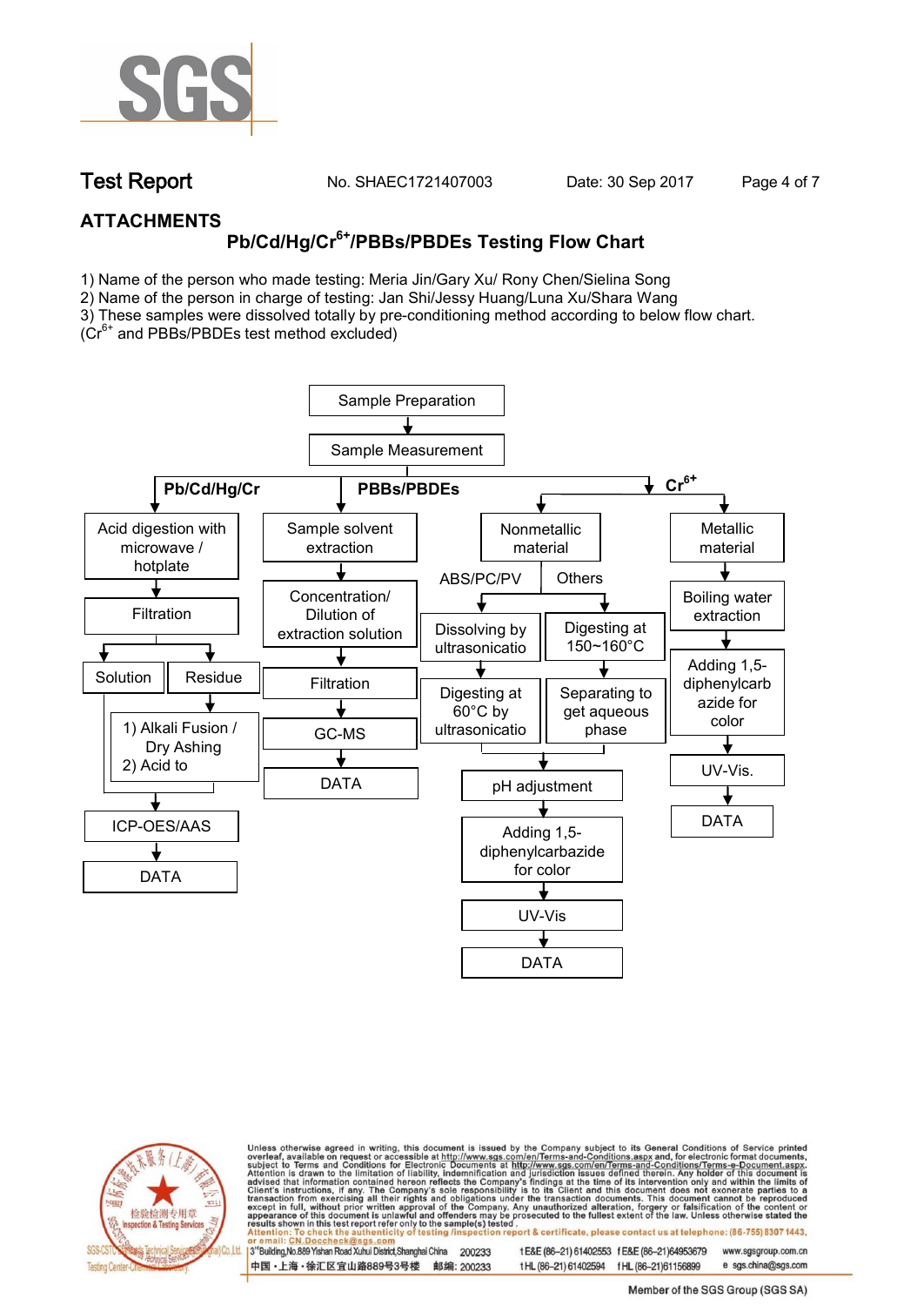## ATTACHMENTS

### Pb/Cd/Hg/$Cr^{6+}$/PBBs/PBDEs Testing Flow Chart

1) Name of the person who made testing: Meria Jin/Gary Xu/ Rony Chen/Sielina Song
2) Name of the person in charge of testing: Jan Shi/Jessy Huang/Luna Xu/Shara Wang
3) These samples were dissolved totally by pre-conditioning method according to below flow chart. ($Cr^{6+}$ and PBBs/PBDEs test method excluded)

Sample Preparation → Sample Measurement

**Pb/Cd/Hg/Cr**
- Acid digestion with microwave / hotplate
- Filtration
- Solution / Residue
  - Residue → 1) Alkali Fusion / Dry Ashing 2) Acid to
- ICP-OES/AAS
- DATA

**PBBs/PBDEs**
- Sample solvent extraction
- Concentration/ Dilution of extraction solution
- Filtration
- GC-MS
- DATA

**$Cr^{6+}$**
- Nonmetallic material
  - ABS/PC/PV: Dissolving by ultrasonicatio → Digesting at 60°C by ultrasonicatio
  - Others: Digesting at 150~160°C → Separating to get aqueous phase
  - pH adjustment
  - Adding 1,5-diphenylcarbazide for color
  - UV-Vis
  - DATA
- Metallic material
  - Boiling water extraction
  - Adding 1,5-diphenylcarbazide for color
  - UV-Vis.
  - DATA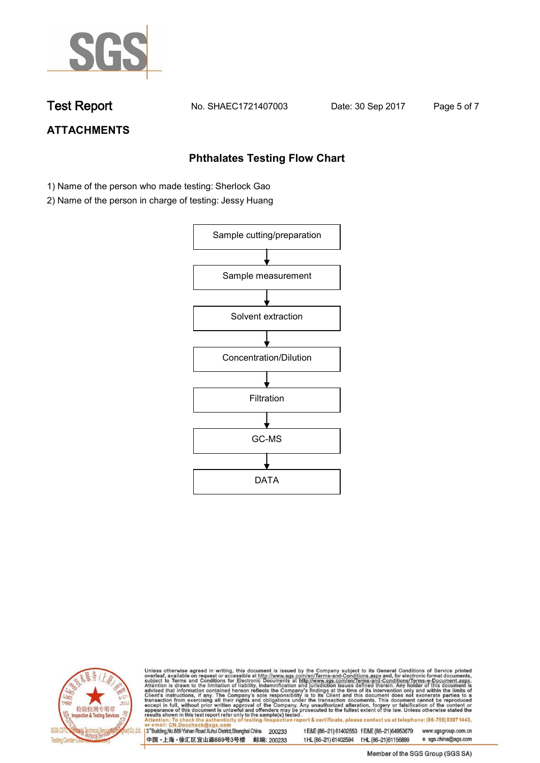**Test Report** No. SHAEC1721407003 Date: 30 Sep 2017

## ATTACHMENTS

### Phthalates Testing Flow Chart

1) Name of the person who made testing: Sherlock Gao
2) Name of the person in charge of testing: Jessy Huang

Sample cutting/preparation

↓

Sample measurement

↓

Solvent extraction

↓

Concentration/Dilution

↓

Filtration

↓

GC-MS

↓

DATA

Unless otherwise agreed in writing, this document is issued by the Company subject to its General Conditions of Service printed overleaf, available on request or accessible at http://www.sgs.com/en/Terms-and-Conditions.aspx and, for electronic format documents, subject to Terms and Conditions for Electronic Documents at http://www.sgs.com/en/Terms-and-Conditions/Terms-e-Document.aspx. Attention is drawn to the limitation of liability, indemnification and jurisdiction issues defined therein. Any holder of this document is advised that information contained hereon reflects the Company's findings at the time of its intervention only and within the limits of Client's instructions, if any. The Company's sole responsibility is to its Client and this document does not exonerate parties to a transaction from exercising all their rights and obligations under the transaction documents. This document cannot be reproduced except in full, without prior written approval of the Company. Any unauthorized alteration, forgery or falsification of the content or appearance of this document is unlawful and offenders may be prosecuted to the fullest extent of the law. Unless otherwise stated the results shown in this test report refer only to the sample(s) tested.
Attention: To check the authenticity of testing /inspection report & certificate, please contact us at telephone: (86-755) 8307 1443, or email: CN.Doccheck@sgs.com

3rd Building, No.889 Yishan Road Xuhui District, Shanghai China 200233 t E&E (86-21) 61402553 f E&E (86-21)64953679 www.sgsgroup.com.cn
中国・上海・徐汇区宜山路889号3号楼 邮编: 200233 t HL (86-21) 61402594 f HL (86-21)61156899 e sgs.china@sgs.com

Member of the SGS Group (SGS SA)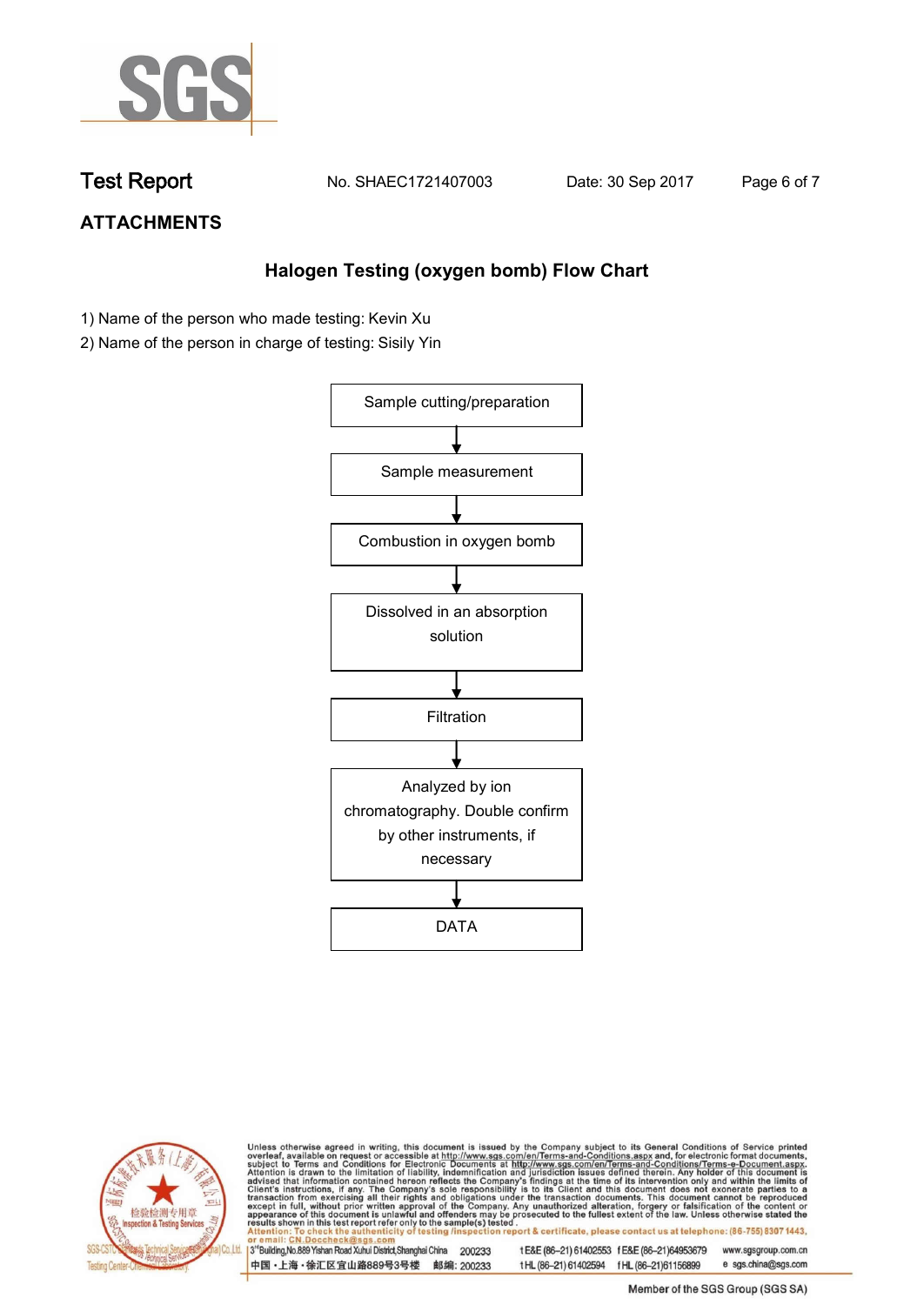# ATTACHMENTS

## Halogen Testing (oxygen bomb) Flow Chart

1) Name of the person who made testing: Kevin Xu
2) Name of the person in charge of testing: Sisily Yin

Sample cutting/preparation

↓

Sample measurement

↓

Combustion in oxygen bomb

↓

Dissolved in an absorption solution

↓

Filtration

↓

Analyzed by ion chromatography. Double confirm by other instruments, if necessary

↓

DATA

Unless otherwise agreed in writing, this document is issued by the Company subject to its General Conditions of Service printed overleaf, available on request or accessible at http://www.sgs.com/en/Terms-and-Conditions.aspx and, for electronic format documents, subject to Terms and Conditions for Electronic Documents at http://www.sgs.com/en/Terms-and-Conditions/Terms-e-Document.aspx. Attention is drawn to the limitation of liability, indemnification and jurisdiction issues defined therein. Any holder of this document is advised that information contained hereon reflects the Company's findings at the time of its intervention only and within the limits of Client's instructions, if any. The Company's sole responsibility is to its Client and this document does not exonerate parties to a transaction from exercising all their rights and obligations under the transaction documents. This document cannot be reproduced except in full, without prior written approval of the Company. Any unauthorized alteration, forgery or falsification of the content or appearance of this document is unlawful and offenders may be prosecuted to the fullest extent of the law. Unless otherwise stated the results shown in this test report refer only to the sample(s) tested.
Attention: To check the authenticity of testing /inspection report & certificate, please contact us at telephone: (86-755) 8307 1443, or email: CN.Doccheck@sgs.com

3rd Building, No.889 Yishan Road Xuhui District, Shanghai China 200233 t E&E (86-21) 61402553 f E&E (86-21)64953679 www.sgsgroup.com.cn
中国・上海・徐汇区宜山路889号3号楼 邮编: 200233 t HL (86-21) 61402594 f HL (86-21)61156899 e sgs.china@sgs.com

Member of the SGS Group (SGS SA)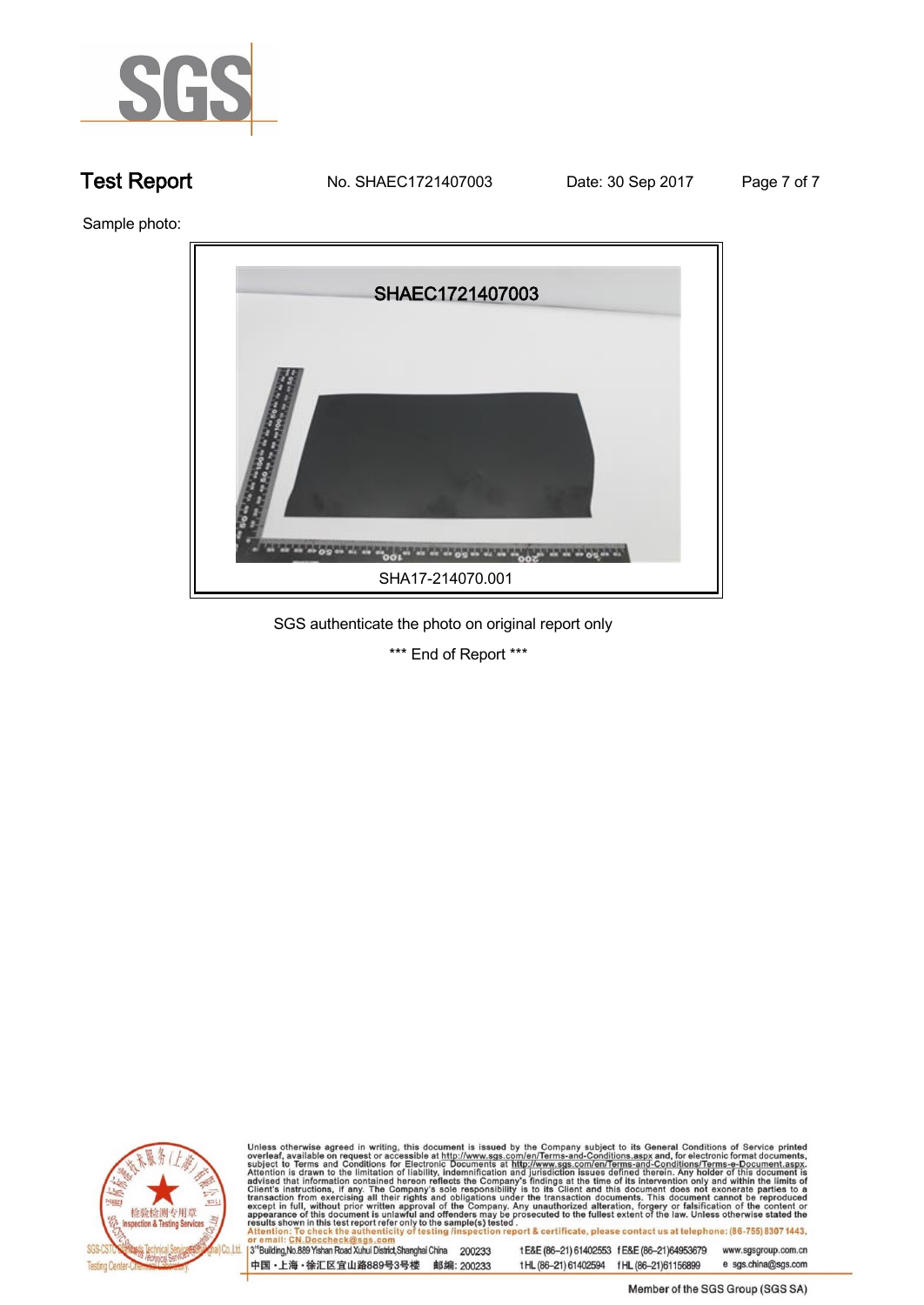Sample photo:

SHAEC1721407003

SHA17-214070.001

SGS authenticate the photo on original report only

*** End of Report ***